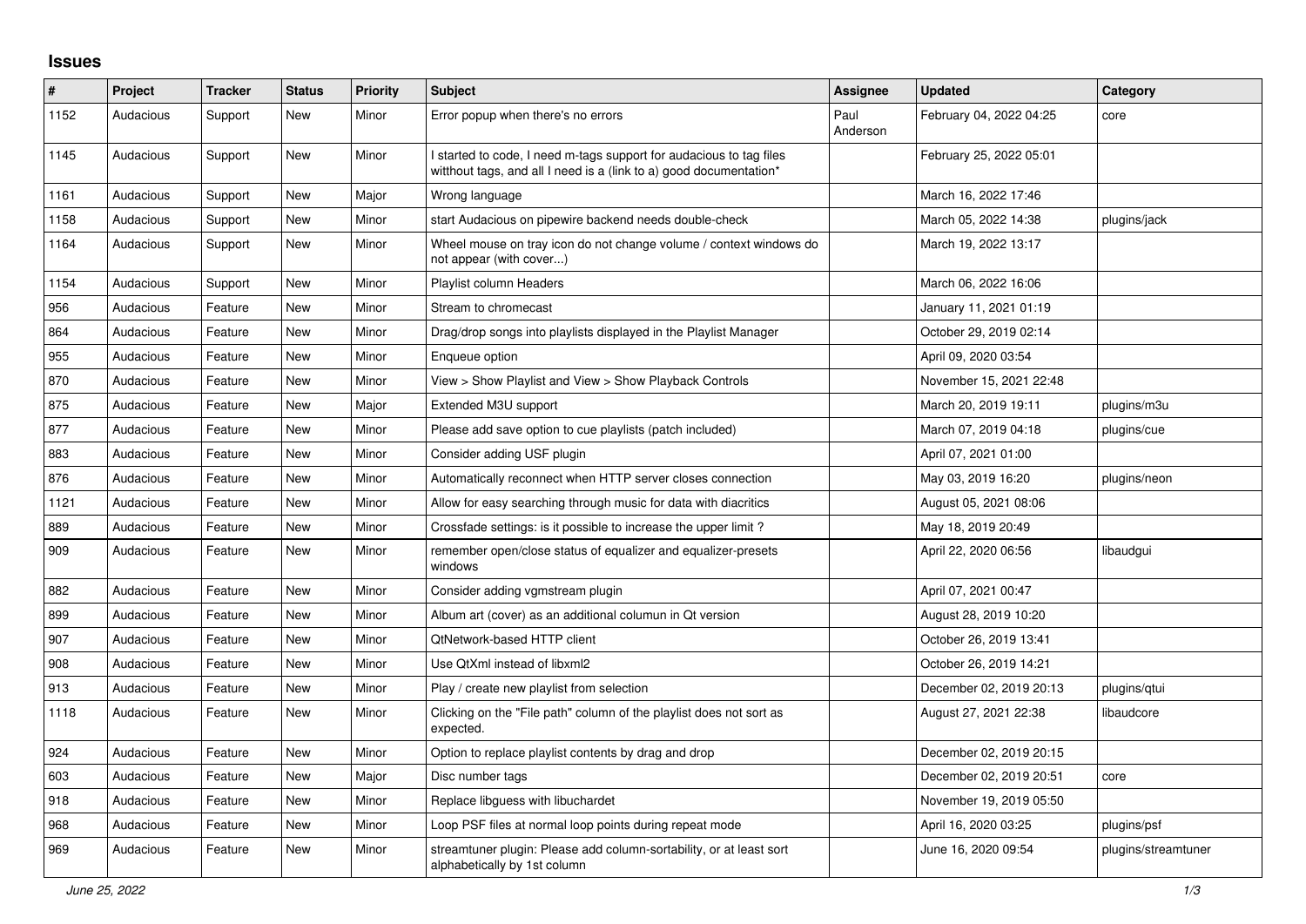## Issues

| # | Project | Tracker | Status | Priority | Subject | Assignee | Updated | Category |
|---|---|---|---|---|---|---|---|---|
| 1152 | Audacious | Support | New | Minor | Error popup when there's no errors | Paul Anderson | February 04, 2022 04:25 | core |
| 1145 | Audacious | Support | New | Minor | I started to code, I need m-tags support for audacious to tag files witthout tags, and all I need is a (link to a) good documentation* | | February 25, 2022 05:01 | |
| 1161 | Audacious | Support | New | Major | Wrong language | | March 16, 2022 17:46 | |
| 1158 | Audacious | Support | New | Minor | start Audacious on pipewire backend needs double-check | | March 05, 2022 14:38 | plugins/jack |
| 1164 | Audacious | Support | New | Minor | Wheel mouse on tray icon do not change volume / context windows do not appear (with cover...) | | March 19, 2022 13:17 | |
| 1154 | Audacious | Support | New | Minor | Playlist column Headers | | March 06, 2022 16:06 | |
| 956 | Audacious | Feature | New | Minor | Stream to chromecast | | January 11, 2021 01:19 | |
| 864 | Audacious | Feature | New | Minor | Drag/drop songs into playlists displayed in the Playlist Manager | | October 29, 2019 02:14 | |
| 955 | Audacious | Feature | New | Minor | Enqueue option | | April 09, 2020 03:54 | |
| 870 | Audacious | Feature | New | Minor | View > Show Playlist and View > Show Playback Controls | | November 15, 2021 22:48 | |
| 875 | Audacious | Feature | New | Major | Extended M3U support | | March 20, 2019 19:11 | plugins/m3u |
| 877 | Audacious | Feature | New | Minor | Please add save option to cue playlists (patch included) | | March 07, 2019 04:18 | plugins/cue |
| 883 | Audacious | Feature | New | Minor | Consider adding USF plugin | | April 07, 2021 01:00 | |
| 876 | Audacious | Feature | New | Minor | Automatically reconnect when HTTP server closes connection | | May 03, 2019 16:20 | plugins/neon |
| 1121 | Audacious | Feature | New | Minor | Allow for easy searching through music for data with diacritics | | August 05, 2021 08:06 | |
| 889 | Audacious | Feature | New | Minor | Crossfade settings: is it possible to increase the upper limit ? | | May 18, 2019 20:49 | |
| 909 | Audacious | Feature | New | Minor | remember open/close status of equalizer and equalizer-presets windows | | April 22, 2020 06:56 | libaudgui |
| 882 | Audacious | Feature | New | Minor | Consider adding vgmstream plugin | | April 07, 2021 00:47 | |
| 899 | Audacious | Feature | New | Minor | Album art (cover) as an additional columun in Qt version | | August 28, 2019 10:20 | |
| 907 | Audacious | Feature | New | Minor | QtNetwork-based HTTP client | | October 26, 2019 13:41 | |
| 908 | Audacious | Feature | New | Minor | Use QtXml instead of libxml2 | | October 26, 2019 14:21 | |
| 913 | Audacious | Feature | New | Minor | Play / create new playlist from selection | | December 02, 2019 20:13 | plugins/qtui |
| 1118 | Audacious | Feature | New | Minor | Clicking on the "File path" column of the playlist does not sort as expected. | | August 27, 2021 22:38 | libaudcore |
| 924 | Audacious | Feature | New | Minor | Option to replace playlist contents by drag and drop | | December 02, 2019 20:15 | |
| 603 | Audacious | Feature | New | Major | Disc number tags | | December 02, 2019 20:51 | core |
| 918 | Audacious | Feature | New | Minor | Replace libguess with libuchardet | | November 19, 2019 05:50 | |
| 968 | Audacious | Feature | New | Minor | Loop PSF files at normal loop points during repeat mode | | April 16, 2020 03:25 | plugins/psf |
| 969 | Audacious | Feature | New | Minor | streamtuner plugin: Please add column-sortability, or at least sort alphabetically by 1st column | | June 16, 2020 09:54 | plugins/streamtuner |

*June 25, 2022*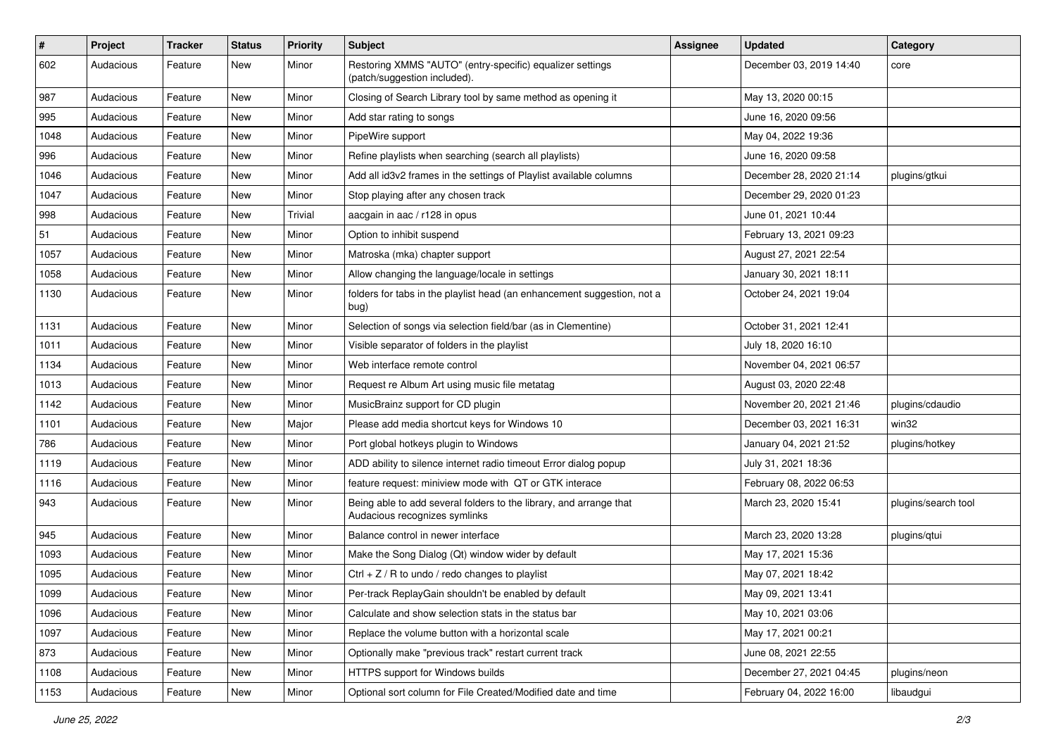| # | Project | Tracker | Status | Priority | Subject | Assignee | Updated | Category |
|---|---|---|---|---|---|---|---|---|
| 602 | Audacious | Feature | New | Minor | Restoring XMMS "AUTO" (entry-specific) equalizer settings (patch/suggestion included). | | December 03, 2019 14:40 | core |
| 987 | Audacious | Feature | New | Minor | Closing of Search Library tool by same method as opening it | | May 13, 2020 00:15 | |
| 995 | Audacious | Feature | New | Minor | Add star rating to songs | | June 16, 2020 09:56 | |
| 1048 | Audacious | Feature | New | Minor | PipeWire support | | May 04, 2022 19:36 | |
| 996 | Audacious | Feature | New | Minor | Refine playlists when searching (search all playlists) | | June 16, 2020 09:58 | |
| 1046 | Audacious | Feature | New | Minor | Add all id3v2 frames in the settings of Playlist available columns | | December 28, 2020 21:14 | plugins/gtkui |
| 1047 | Audacious | Feature | New | Minor | Stop playing after any chosen track | | December 29, 2020 01:23 | |
| 998 | Audacious | Feature | New | Trivial | aacgain in aac / r128 in opus | | June 01, 2021 10:44 | |
| 51 | Audacious | Feature | New | Minor | Option to inhibit suspend | | February 13, 2021 09:23 | |
| 1057 | Audacious | Feature | New | Minor | Matroska (mka) chapter support | | August 27, 2021 22:54 | |
| 1058 | Audacious | Feature | New | Minor | Allow changing the language/locale in settings | | January 30, 2021 18:11 | |
| 1130 | Audacious | Feature | New | Minor | folders for tabs in the playlist head (an enhancement suggestion, not a bug) | | October 24, 2021 19:04 | |
| 1131 | Audacious | Feature | New | Minor | Selection of songs via selection field/bar (as in Clementine) | | October 31, 2021 12:41 | |
| 1011 | Audacious | Feature | New | Minor | Visible separator of folders in the playlist | | July 18, 2020 16:10 | |
| 1134 | Audacious | Feature | New | Minor | Web interface remote control | | November 04, 2021 06:57 | |
| 1013 | Audacious | Feature | New | Minor | Request re Album Art using music file metatag | | August 03, 2020 22:48 | |
| 1142 | Audacious | Feature | New | Minor | MusicBrainz support for CD plugin | | November 20, 2021 21:46 | plugins/cdaudio |
| 1101 | Audacious | Feature | New | Major | Please add media shortcut keys for Windows 10 | | December 03, 2021 16:31 | win32 |
| 786 | Audacious | Feature | New | Minor | Port global hotkeys plugin to Windows | | January 04, 2021 21:52 | plugins/hotkey |
| 1119 | Audacious | Feature | New | Minor | ADD ability to silence internet radio timeout Error dialog popup | | July 31, 2021 18:36 | |
| 1116 | Audacious | Feature | New | Minor | feature request: miniview mode with QT or GTK interace | | February 08, 2022 06:53 | |
| 943 | Audacious | Feature | New | Minor | Being able to add several folders to the library, and arrange that Audacious recognizes symlinks | | March 23, 2020 15:41 | plugins/search tool |
| 945 | Audacious | Feature | New | Minor | Balance control in newer interface | | March 23, 2020 13:28 | plugins/qtui |
| 1093 | Audacious | Feature | New | Minor | Make the Song Dialog (Qt) window wider by default | | May 17, 2021 15:36 | |
| 1095 | Audacious | Feature | New | Minor | Ctrl + Z / R to undo / redo changes to playlist | | May 07, 2021 18:42 | |
| 1099 | Audacious | Feature | New | Minor | Per-track ReplayGain shouldn't be enabled by default | | May 09, 2021 13:41 | |
| 1096 | Audacious | Feature | New | Minor | Calculate and show selection stats in the status bar | | May 10, 2021 03:06 | |
| 1097 | Audacious | Feature | New | Minor | Replace the volume button with a horizontal scale | | May 17, 2021 00:21 | |
| 873 | Audacious | Feature | New | Minor | Optionally make "previous track" restart current track | | June 08, 2021 22:55 | |
| 1108 | Audacious | Feature | New | Minor | HTTPS support for Windows builds | | December 27, 2021 04:45 | plugins/neon |
| 1153 | Audacious | Feature | New | Minor | Optional sort column for File Created/Modified date and time | | February 04, 2022 16:00 | libaudgui |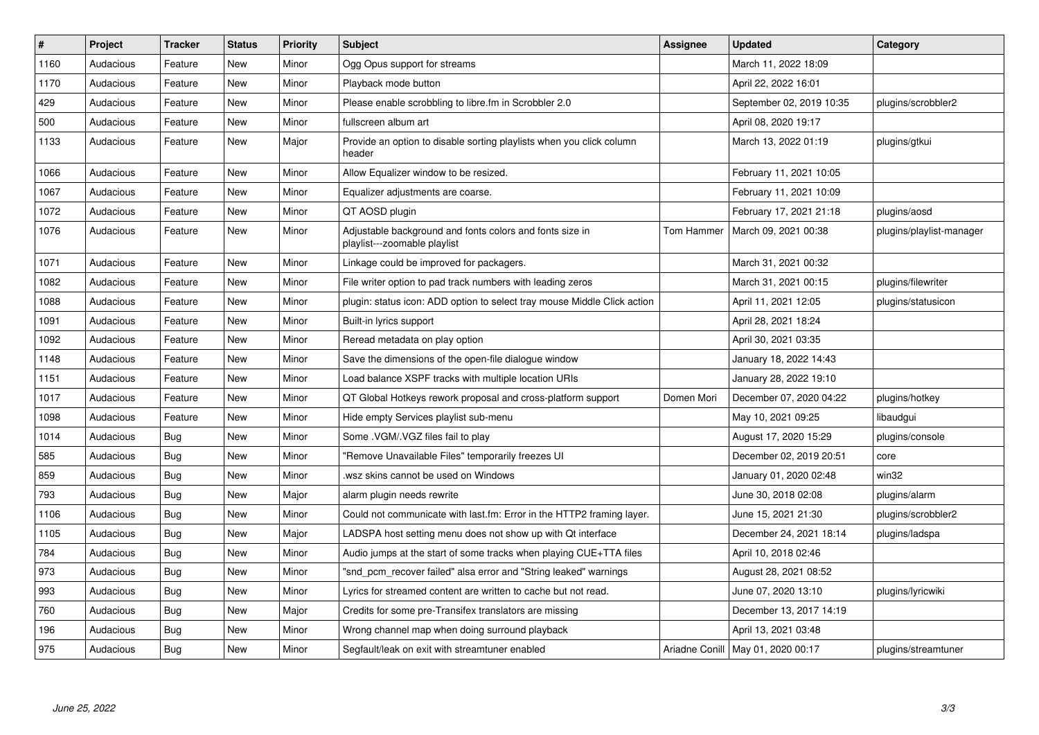| # | Project | Tracker | Status | Priority | Subject | Assignee | Updated | Category |
|---|---|---|---|---|---|---|---|---|
| 1160 | Audacious | Feature | New | Minor | Ogg Opus support for streams | | March 11, 2022 18:09 | |
| 1170 | Audacious | Feature | New | Minor | Playback mode button | | April 22, 2022 16:01 | |
| 429 | Audacious | Feature | New | Minor | Please enable scrobbling to libre.fm in Scrobbler 2.0 | | September 02, 2019 10:35 | plugins/scrobbler2 |
| 500 | Audacious | Feature | New | Minor | fullscreen album art | | April 08, 2020 19:17 | |
| 1133 | Audacious | Feature | New | Major | Provide an option to disable sorting playlists when you click column header | | March 13, 2022 01:19 | plugins/gtkui |
| 1066 | Audacious | Feature | New | Minor | Allow Equalizer window to be resized. | | February 11, 2021 10:05 | |
| 1067 | Audacious | Feature | New | Minor | Equalizer adjustments are coarse. | | February 11, 2021 10:09 | |
| 1072 | Audacious | Feature | New | Minor | QT AOSD plugin | | February 17, 2021 21:18 | plugins/aosd |
| 1076 | Audacious | Feature | New | Minor | Adjustable background and fonts colors and fonts size in playlist---zoomable playlist | Tom Hammer | March 09, 2021 00:38 | plugins/playlist-manager |
| 1071 | Audacious | Feature | New | Minor | Linkage could be improved for packagers. | | March 31, 2021 00:32 | |
| 1082 | Audacious | Feature | New | Minor | File writer option to pad track numbers with leading zeros | | March 31, 2021 00:15 | plugins/filewriter |
| 1088 | Audacious | Feature | New | Minor | plugin: status icon: ADD option to select tray mouse Middle Click action | | April 11, 2021 12:05 | plugins/statusicon |
| 1091 | Audacious | Feature | New | Minor | Built-in lyrics support | | April 28, 2021 18:24 | |
| 1092 | Audacious | Feature | New | Minor | Reread metadata on play option | | April 30, 2021 03:35 | |
| 1148 | Audacious | Feature | New | Minor | Save the dimensions of the open-file dialogue window | | January 18, 2022 14:43 | |
| 1151 | Audacious | Feature | New | Minor | Load balance XSPF tracks with multiple location URIs | | January 28, 2022 19:10 | |
| 1017 | Audacious | Feature | New | Minor | QT Global Hotkeys rework proposal and cross-platform support | Domen Mori | December 07, 2020 04:22 | plugins/hotkey |
| 1098 | Audacious | Feature | New | Minor | Hide empty Services playlist sub-menu | | May 10, 2021 09:25 | libaudgui |
| 1014 | Audacious | Bug | New | Minor | Some .VGM/.VGZ files fail to play | | August 17, 2020 15:29 | plugins/console |
| 585 | Audacious | Bug | New | Minor | "Remove Unavailable Files" temporarily freezes UI | | December 02, 2019 20:51 | core |
| 859 | Audacious | Bug | New | Minor | .wsz skins cannot be used on Windows | | January 01, 2020 02:48 | win32 |
| 793 | Audacious | Bug | New | Major | alarm plugin needs rewrite | | June 30, 2018 02:08 | plugins/alarm |
| 1106 | Audacious | Bug | New | Minor | Could not communicate with last.fm: Error in the HTTP2 framing layer. | | June 15, 2021 21:30 | plugins/scrobbler2 |
| 1105 | Audacious | Bug | New | Major | LADSPA host setting menu does not show up with Qt interface | | December 24, 2021 18:14 | plugins/ladspa |
| 784 | Audacious | Bug | New | Minor | Audio jumps at the start of some tracks when playing CUE+TTA files | | April 10, 2018 02:46 | |
| 973 | Audacious | Bug | New | Minor | "snd_pcm_recover failed" alsa error and "String leaked" warnings | | August 28, 2021 08:52 | |
| 993 | Audacious | Bug | New | Minor | Lyrics for streamed content are written to cache but not read. | | June 07, 2020 13:10 | plugins/lyricwiki |
| 760 | Audacious | Bug | New | Major | Credits for some pre-Transifex translators are missing | | December 13, 2017 14:19 | |
| 196 | Audacious | Bug | New | Minor | Wrong channel map when doing surround playback | | April 13, 2021 03:48 | |
| 975 | Audacious | Bug | New | Minor | Segfault/leak on exit with streamtuner enabled | Ariadne Conill | May 01, 2020 00:17 | plugins/streamtuner |

*June 25, 2022*